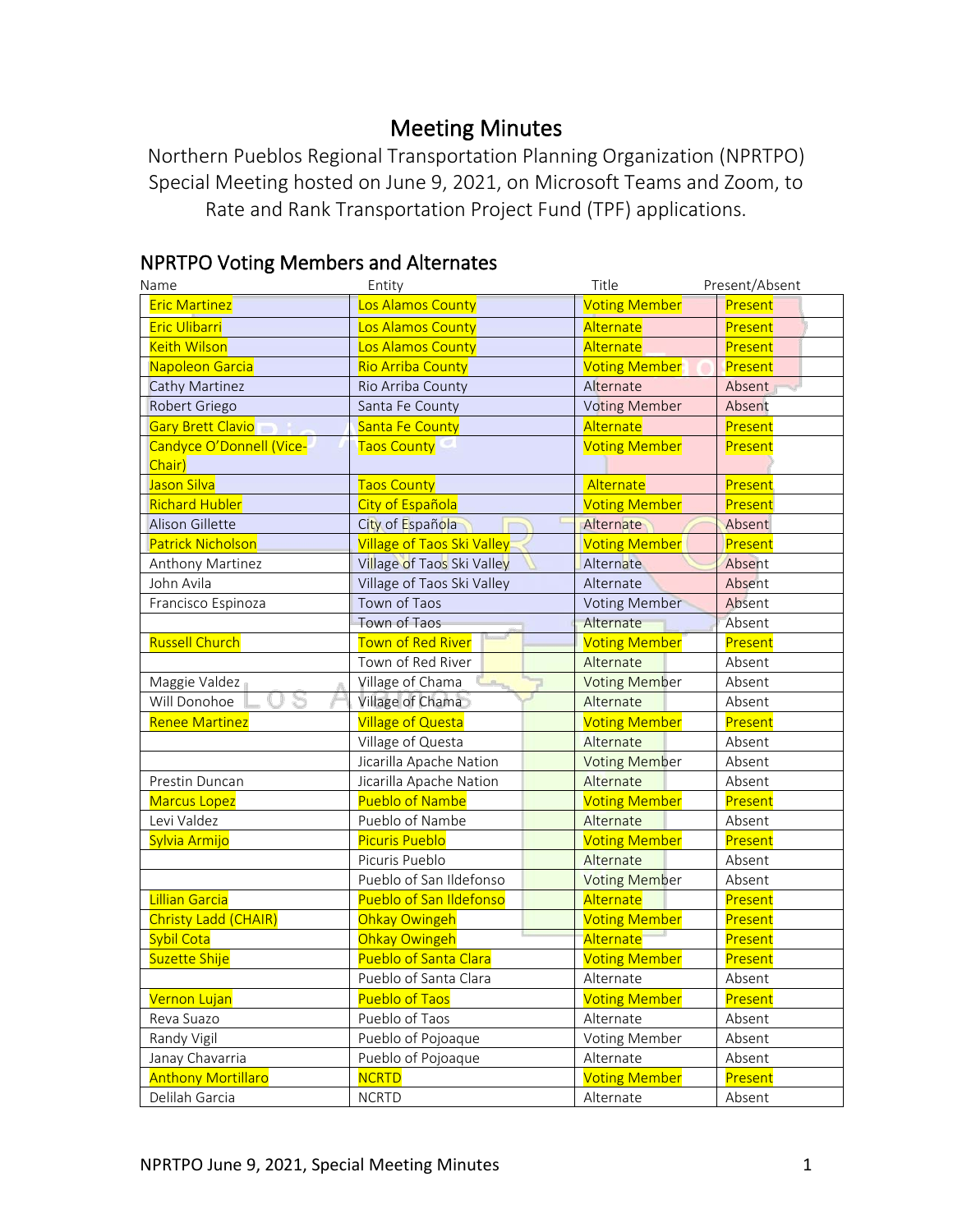# Meeting Minutes

Northern Pueblos Regional Transportation Planning Organization (NPRTPO) Special Meeting hosted on June 9, 2021, on Microsoft Teams and Zoom, to Rate and Rank Transportation Project Fund (TPF) applications.

## NPRTPO Voting Members and Alternates

| Name | Entity | Title | Present/Absent |
|---|---|---|---|
| Eric Martinez | Los Alamos County | Voting Member | Present |
| Eric Ulibarri | Los Alamos County | Alternate | Present |
| Keith Wilson | Los Alamos County | Alternate | Present |
| Napoleon Garcia | Rio Arriba County | Voting Member | Present |
| Cathy Martinez | Rio Arriba County | Alternate | Absent |
| Robert Griego | Santa Fe County | Voting Member | Absent |
| Gary Brett Clavio | Santa Fe County | Alternate | Present |
| Candyce O'Donnell (Vice-Chair) | Taos County | Voting Member | Present |
| Jason Silva | Taos County | Alternate | Present |
| Richard Hubler | City of Española | Voting Member | Present |
| Alison Gillette | City of Española | Alternate | Absent |
| Patrick Nicholson | Village of Taos Ski Valley | Voting Member | Present |
| Anthony Martinez | Village of Taos Ski Valley | Alternate | Absent |
| John Avila | Village of Taos Ski Valley | Alternate | Absent |
| Francisco Espinoza | Town of Taos | Voting Member | Absent |
| | Town of Taos | Alternate | Absent |
| Russell Church | Town of Red River | Voting Member | Present |
| | Town of Red River | Alternate | Absent |
| Maggie Valdez | Village of Chama | Voting Member | Absent |
| Will Donohoe | Village of Chama | Alternate | Absent |
| Renee Martinez | Village of Questa | Voting Member | Present |
| | Village of Questa | Alternate | Absent |
| | Jicarilla Apache Nation | Voting Member | Absent |
| Prestin Duncan | Jicarilla Apache Nation | Alternate | Absent |
| Marcus Lopez | Pueblo of Nambe | Voting Member | Present |
| Levi Valdez | Pueblo of Nambe | Alternate | Absent |
| Sylvia Armijo | Picuris Pueblo | Voting Member | Present |
| | Picuris Pueblo | Alternate | Absent |
| | Pueblo of San Ildefonso | Voting Member | Absent |
| Lillian Garcia | Pueblo of San Ildefonso | Alternate | Present |
| Christy Ladd (CHAIR) | Ohkay Owingeh | Voting Member | Present |
| Sybil Cota | Ohkay Owingeh | Alternate | Present |
| Suzette Shije | Pueblo of Santa Clara | Voting Member | Present |
| | Pueblo of Santa Clara | Alternate | Absent |
| Vernon Lujan | Pueblo of Taos | Voting Member | Present |
| Reva Suazo | Pueblo of Taos | Alternate | Absent |
| Randy Vigil | Pueblo of Pojoaque | Voting Member | Absent |
| Janay Chavarria | Pueblo of Pojoaque | Alternate | Absent |
| Anthony Mortillaro | NCRTD | Voting Member | Present |
| Delilah Garcia | NCRTD | Alternate | Absent |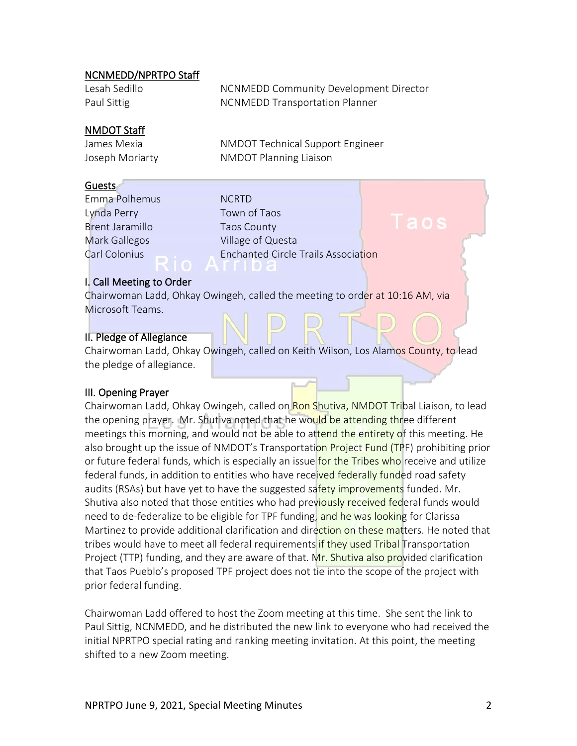**NCNMEDD/NPRTPO Staff**

| | |
|---|---|
| Lesah Sedillo | NCNMEDD Community Development Director |
| Paul Sittig | NCNMEDD Transportation Planner |

**NMDOT Staff**

| | |
|---|---|
| James Mexia | NMDOT Technical Support Engineer |
| Joseph Moriarty | NMDOT Planning Liaison |

**Guests**

| | |
|---|---|
| Emma Polhemus | NCRTD |
| Lynda Perry | Town of Taos |
| Brent Jaramillo | Taos County |
| Mark Gallegos | Village of Questa |
| Carl Colonius | Enchanted Circle Trails Association |

## I. Call Meeting to Order

Chairwoman Ladd, Ohkay Owingeh, called the meeting to order at 10:16 AM, via Microsoft Teams.

## II. Pledge of Allegiance

Chairwoman Ladd, Ohkay Owingeh, called on Keith Wilson, Los Alamos County, to lead the pledge of allegiance.

## III. Opening Prayer

Chairwoman Ladd, Ohkay Owingeh, called on Ron Shutiva, NMDOT Tribal Liaison, to lead the opening prayer. Mr. Shutiva noted that he would be attending three different meetings this morning, and would not be able to attend the entirety of this meeting. He also brought up the issue of NMDOT's Transportation Project Fund (TPF) prohibiting prior or future federal funds, which is especially an issue for the Tribes who receive and utilize federal funds, in addition to entities who have received federally funded road safety audits (RSAs) but have yet to have the suggested safety improvements funded. Mr. Shutiva also noted that those entities who had previously received federal funds would need to de-federalize to be eligible for TPF funding, and he was looking for Clarissa Martinez to provide additional clarification and direction on these matters. He noted that tribes would have to meet all federal requirements if they used Tribal Transportation Project (TTP) funding, and they are aware of that. Mr. Shutiva also provided clarification that Taos Pueblo's proposed TPF project does not tie into the scope of the project with prior federal funding.

Chairwoman Ladd offered to host the Zoom meeting at this time. She sent the link to Paul Sittig, NCNMEDD, and he distributed the new link to everyone who had received the initial NPRTPO special rating and ranking meeting invitation. At this point, the meeting shifted to a new Zoom meeting.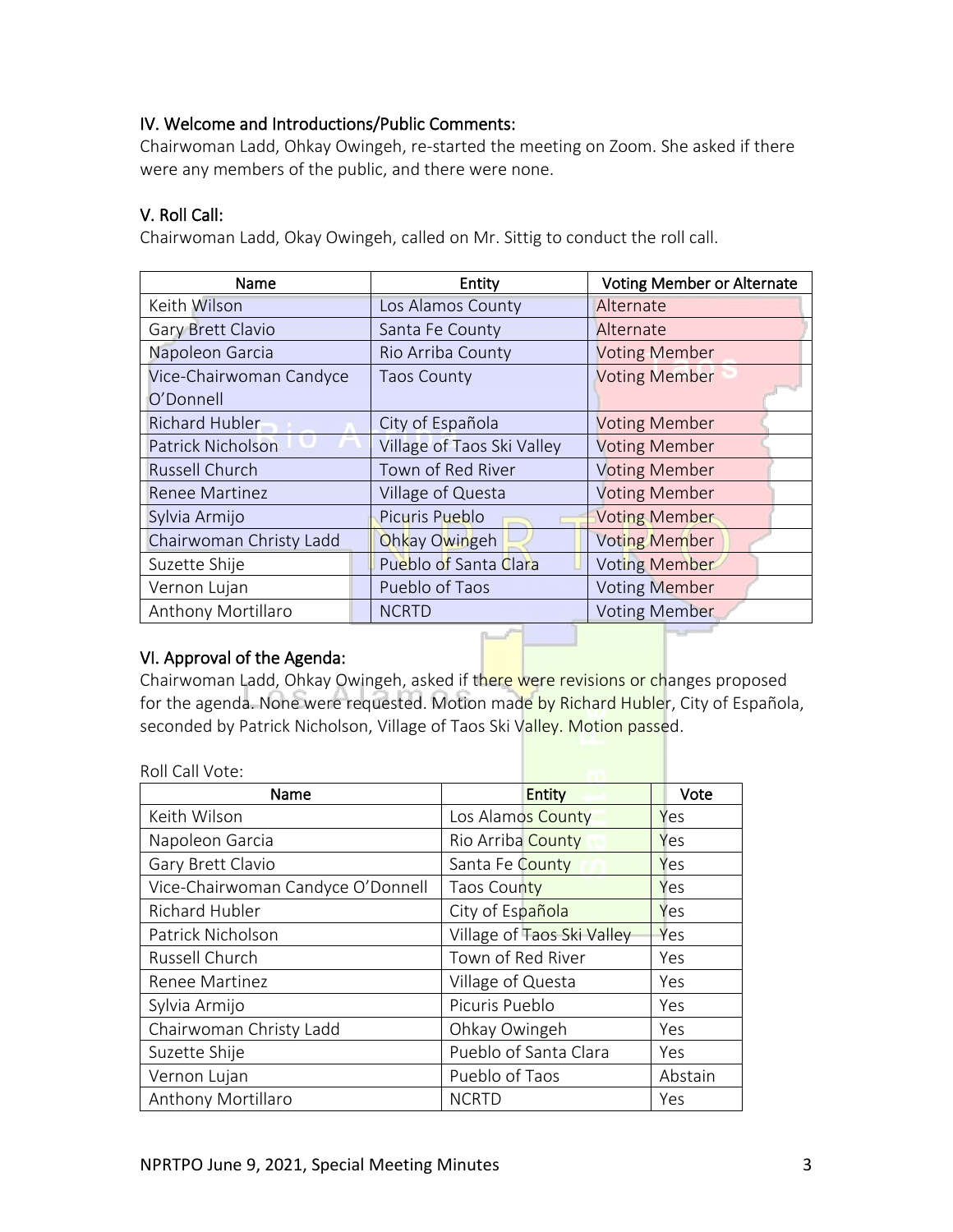### IV. Welcome and Introductions/Public Comments:

Chairwoman Ladd, Ohkay Owingeh, re-started the meeting on Zoom. She asked if there were any members of the public, and there were none.

### V. Roll Call:

Chairwoman Ladd, Okay Owingeh, called on Mr. Sittig to conduct the roll call.

| Name | Entity | Voting Member or Alternate |
|---|---|---|
| Keith Wilson | Los Alamos County | Alternate |
| Gary Brett Clavio | Santa Fe County | Alternate |
| Napoleon Garcia | Rio Arriba County | Voting Member |
| Vice-Chairwoman Candyce O'Donnell | Taos County | Voting Member |
| Richard Hubler | City of Española | Voting Member |
| Patrick Nicholson | Village of Taos Ski Valley | Voting Member |
| Russell Church | Town of Red River | Voting Member |
| Renee Martinez | Village of Questa | Voting Member |
| Sylvia Armijo | Picuris Pueblo | Voting Member |
| Chairwoman Christy Ladd | Ohkay Owingeh | Voting Member |
| Suzette Shije | Pueblo of Santa Clara | Voting Member |
| Vernon Lujan | Pueblo of Taos | Voting Member |
| Anthony Mortillaro | NCRTD | Voting Member |

### VI. Approval of the Agenda:

Chairwoman Ladd, Ohkay Owingeh, asked if there were revisions or changes proposed for the agenda. None were requested. Motion made by Richard Hubler, City of Española, seconded by Patrick Nicholson, Village of Taos Ski Valley. Motion passed.

Roll Call Vote:

| Name | Entity | Vote |
|---|---|---|
| Keith Wilson | Los Alamos County | Yes |
| Napoleon Garcia | Rio Arriba County | Yes |
| Gary Brett Clavio | Santa Fe County | Yes |
| Vice-Chairwoman Candyce O'Donnell | Taos County | Yes |
| Richard Hubler | City of Española | Yes |
| Patrick Nicholson | Village of Taos Ski Valley | Yes |
| Russell Church | Town of Red River | Yes |
| Renee Martinez | Village of Questa | Yes |
| Sylvia Armijo | Picuris Pueblo | Yes |
| Chairwoman Christy Ladd | Ohkay Owingeh | Yes |
| Suzette Shije | Pueblo of Santa Clara | Yes |
| Vernon Lujan | Pueblo of Taos | Abstain |
| Anthony Mortillaro | NCRTD | Yes |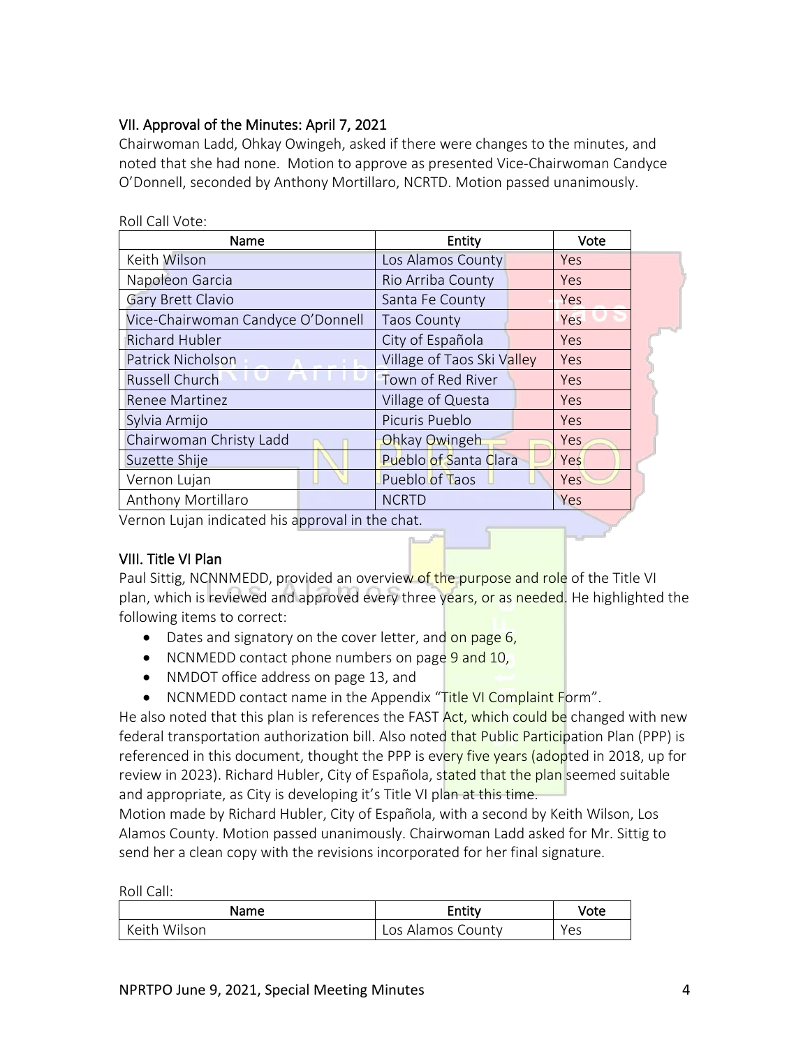### VII. Approval of the Minutes: April 7, 2021

Chairwoman Ladd, Ohkay Owingeh, asked if there were changes to the minutes, and noted that she had none. Motion to approve as presented Vice-Chairwoman Candyce O'Donnell, seconded by Anthony Mortillaro, NCRTD. Motion passed unanimously.

Roll Call Vote:

| Name | Entity | Vote |
|---|---|---|
| Keith Wilson | Los Alamos County | Yes |
| Napoleon Garcia | Rio Arriba County | Yes |
| Gary Brett Clavio | Santa Fe County | Yes |
| Vice-Chairwoman Candyce O'Donnell | Taos County | Yes |
| Richard Hubler | City of Española | Yes |
| Patrick Nicholson | Village of Taos Ski Valley | Yes |
| Russell Church | Town of Red River | Yes |
| Renee Martinez | Village of Questa | Yes |
| Sylvia Armijo | Picuris Pueblo | Yes |
| Chairwoman Christy Ladd | Ohkay Owingeh | Yes |
| Suzette Shije | Pueblo of Santa Clara | Yes |
| Vernon Lujan | Pueblo of Taos | Yes |
| Anthony Mortillaro | NCRTD | Yes |

Vernon Lujan indicated his approval in the chat.

### VIII. Title VI Plan

Paul Sittig, NCNNMEDD, provided an overview of the purpose and role of the Title VI plan, which is reviewed and approved every three years, or as needed. He highlighted the following items to correct:

- Dates and signatory on the cover letter, and on page 6,
- NCNMEDD contact phone numbers on page 9 and 10,
- NMDOT office address on page 13, and
- NCNMEDD contact name in the Appendix "Title VI Complaint Form".

He also noted that this plan is references the FAST Act, which could be changed with new federal transportation authorization bill. Also noted that Public Participation Plan (PPP) is referenced in this document, thought the PPP is every five years (adopted in 2018, up for review in 2023). Richard Hubler, City of Española, stated that the plan seemed suitable and appropriate, as City is developing it's Title VI plan at this time.

Motion made by Richard Hubler, City of Española, with a second by Keith Wilson, Los Alamos County. Motion passed unanimously. Chairwoman Ladd asked for Mr. Sittig to send her a clean copy with the revisions incorporated for her final signature.

Roll Call:

| Name | Entity | Vote |
|---|---|---|
| Keith Wilson | Los Alamos County | Yes |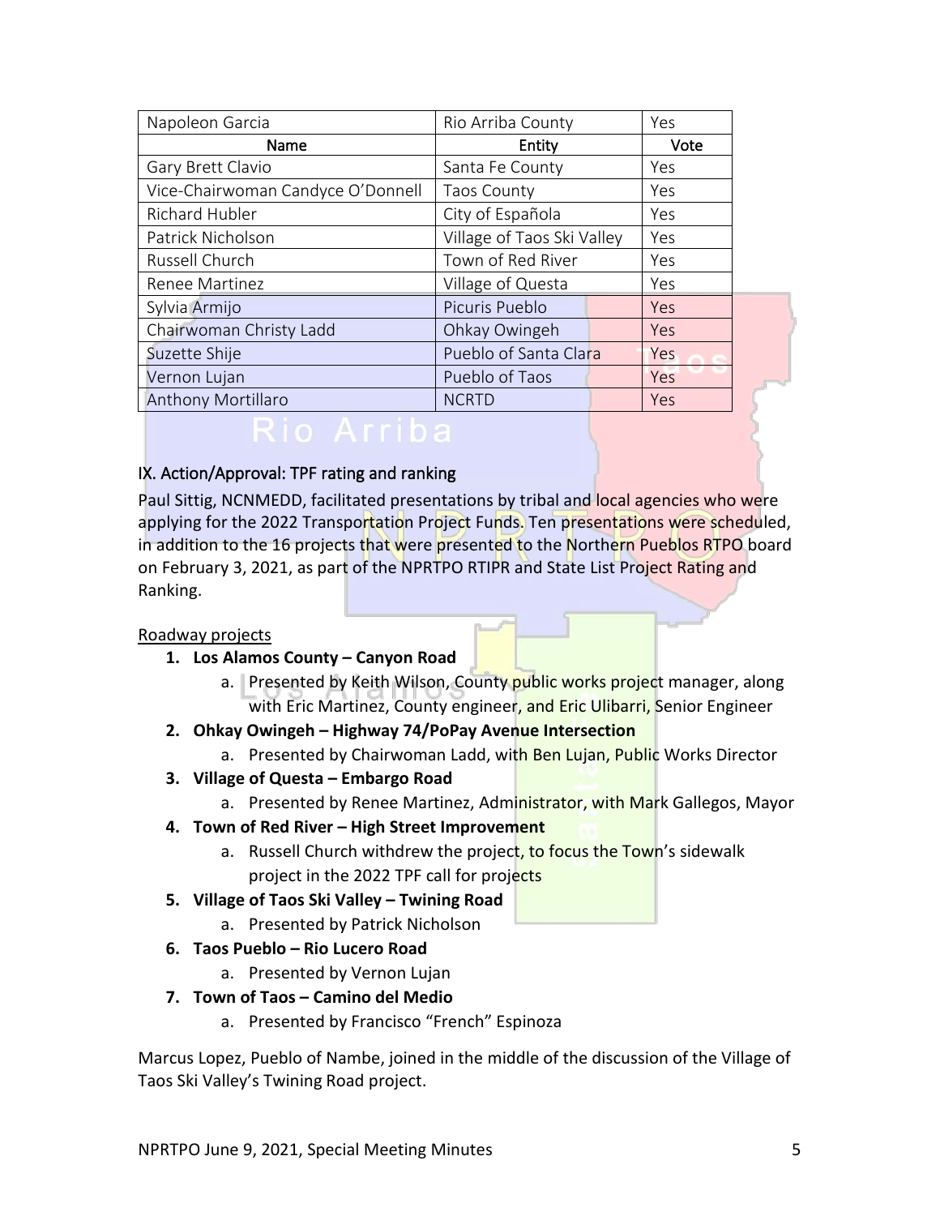| Napoleon Garcia | Rio Arriba County | Yes |
|---|---|---|
| **Name** | **Entity** | **Vote** |
| Gary Brett Clavio | Santa Fe County | Yes |
| Vice-Chairwoman Candyce O'Donnell | Taos County | Yes |
| Richard Hubler | City of Española | Yes |
| Patrick Nicholson | Village of Taos Ski Valley | Yes |
| Russell Church | Town of Red River | Yes |
| Renee Martinez | Village of Questa | Yes |
| Sylvia Armijo | Picuris Pueblo | Yes |
| Chairwoman Christy Ladd | Ohkay Owingeh | Yes |
| Suzette Shije | Pueblo of Santa Clara | Yes |
| Vernon Lujan | Pueblo of Taos | Yes |
| Anthony Mortillaro | NCRTD | Yes |

## IX. Action/Approval: TPF rating and ranking

Paul Sittig, NCNMEDD, facilitated presentations by tribal and local agencies who were applying for the 2022 Transportation Project Funds. Ten presentations were scheduled, in addition to the 16 projects that were presented to the Northern Pueblos RTPO board on February 3, 2021, as part of the NPRTPO RTIPR and State List Project Rating and Ranking.

Roadway projects

1. **Los Alamos County – Canyon Road**
   a. Presented by Keith Wilson, County public works project manager, along with Eric Martinez, County engineer, and Eric Ulibarri, Senior Engineer
2. **Ohkay Owingeh – Highway 74/PoPay Avenue Intersection**
   a. Presented by Chairwoman Ladd, with Ben Lujan, Public Works Director
3. **Village of Questa – Embargo Road**
   a. Presented by Renee Martinez, Administrator, with Mark Gallegos, Mayor
4. **Town of Red River – High Street Improvement**
   a. Russell Church withdrew the project, to focus the Town's sidewalk project in the 2022 TPF call for projects
5. **Village of Taos Ski Valley – Twining Road**
   a. Presented by Patrick Nicholson
6. **Taos Pueblo – Rio Lucero Road**
   a. Presented by Vernon Lujan
7. **Town of Taos – Camino del Medio**
   a. Presented by Francisco "French" Espinoza

Marcus Lopez, Pueblo of Nambe, joined in the middle of the discussion of the Village of Taos Ski Valley's Twining Road project.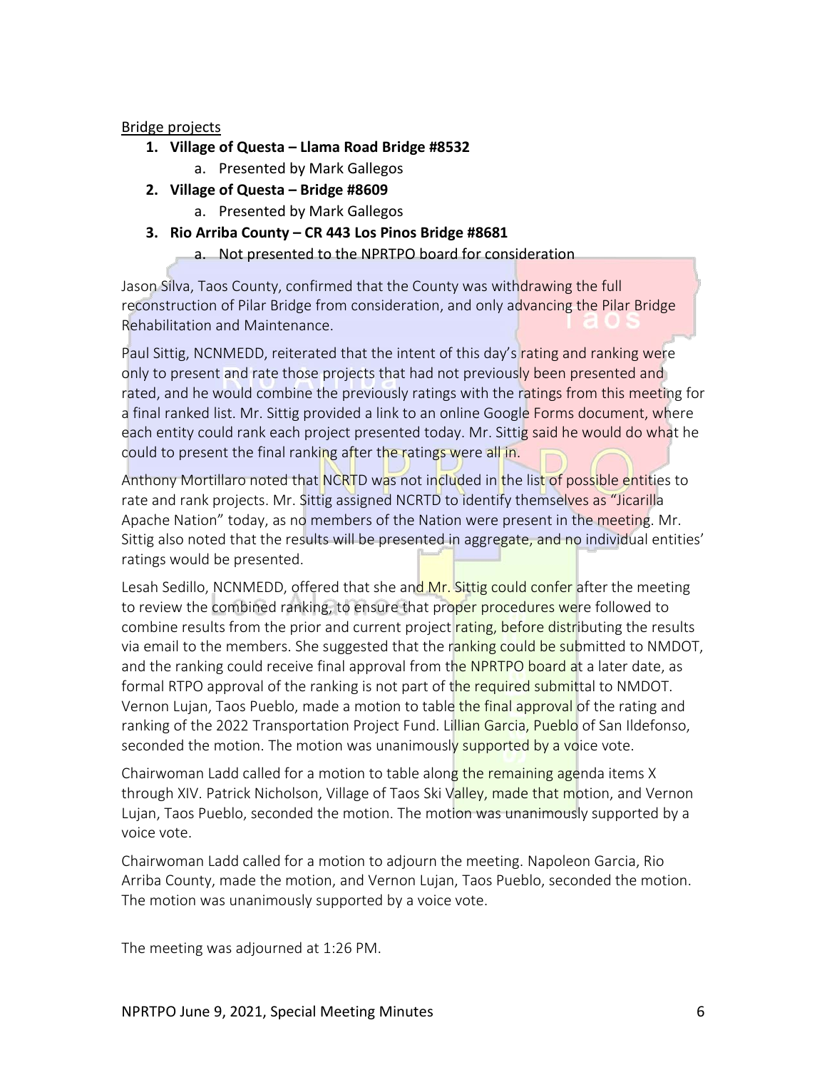Bridge projects

1. **Village of Questa – Llama Road Bridge #8532**
   a. Presented by Mark Gallegos
2. **Village of Questa – Bridge #8609**
   a. Presented by Mark Gallegos
3. **Rio Arriba County – CR 443 Los Pinos Bridge #8681**
   a. Not presented to the NPRTPO board for consideration

Jason Silva, Taos County, confirmed that the County was withdrawing the full reconstruction of Pilar Bridge from consideration, and only advancing the Pilar Bridge Rehabilitation and Maintenance.

Paul Sittig, NCNMEDD, reiterated that the intent of this day's rating and ranking were only to present and rate those projects that had not previously been presented and rated, and he would combine the previously ratings with the ratings from this meeting for a final ranked list. Mr. Sittig provided a link to an online Google Forms document, where each entity could rank each project presented today. Mr. Sittig said he would do what he could to present the final ranking after the ratings were all in.

Anthony Mortillaro noted that NCRTD was not included in the list of possible entities to rate and rank projects. Mr. Sittig assigned NCRTD to identify themselves as "Jicarilla Apache Nation" today, as no members of the Nation were present in the meeting. Mr. Sittig also noted that the results will be presented in aggregate, and no individual entities' ratings would be presented.

Lesah Sedillo, NCNMEDD, offered that she and Mr. Sittig could confer after the meeting to review the combined ranking, to ensure that proper procedures were followed to combine results from the prior and current project rating, before distributing the results via email to the members. She suggested that the ranking could be submitted to NMDOT, and the ranking could receive final approval from the NPRTPO board at a later date, as formal RTPO approval of the ranking is not part of the required submittal to NMDOT. Vernon Lujan, Taos Pueblo, made a motion to table the final approval of the rating and ranking of the 2022 Transportation Project Fund. Lillian Garcia, Pueblo of San Ildefonso, seconded the motion. The motion was unanimously supported by a voice vote.

Chairwoman Ladd called for a motion to table along the remaining agenda items X through XIV. Patrick Nicholson, Village of Taos Ski Valley, made that motion, and Vernon Lujan, Taos Pueblo, seconded the motion. The motion was unanimously supported by a voice vote.

Chairwoman Ladd called for a motion to adjourn the meeting. Napoleon Garcia, Rio Arriba County, made the motion, and Vernon Lujan, Taos Pueblo, seconded the motion. The motion was unanimously supported by a voice vote.

The meeting was adjourned at 1:26 PM.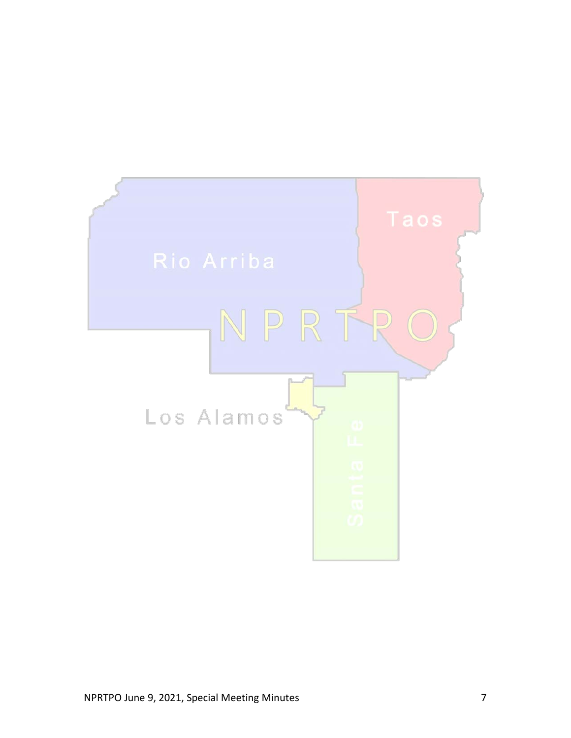Taos

Rio Arriba

NPRTPO

Los Alamos

Santa Fe